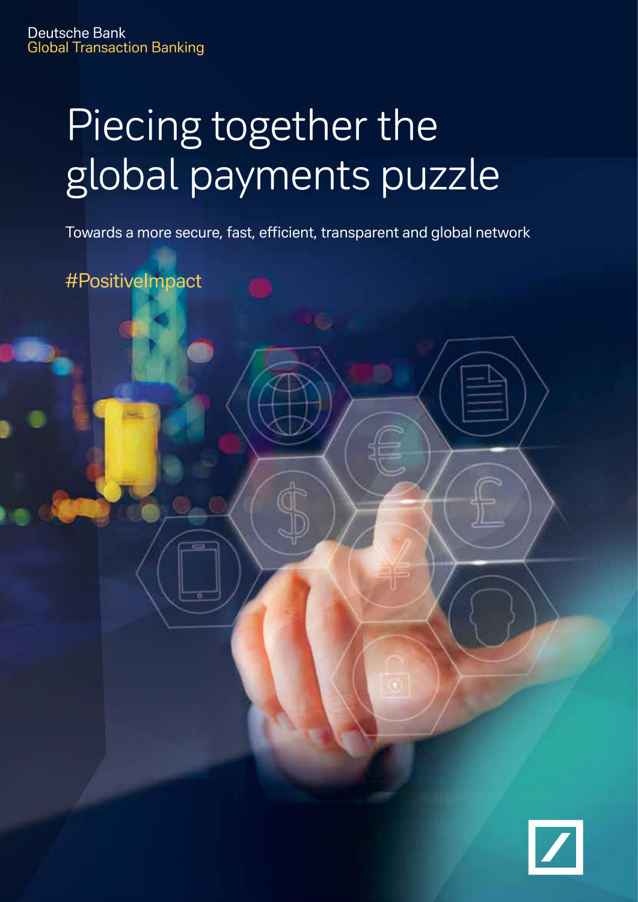Deutsche Bank
Global Transaction Banking

# Piecing together the global payments puzzle

Towards a more secure, fast, efficient, transparent and global network

#PositiveImpact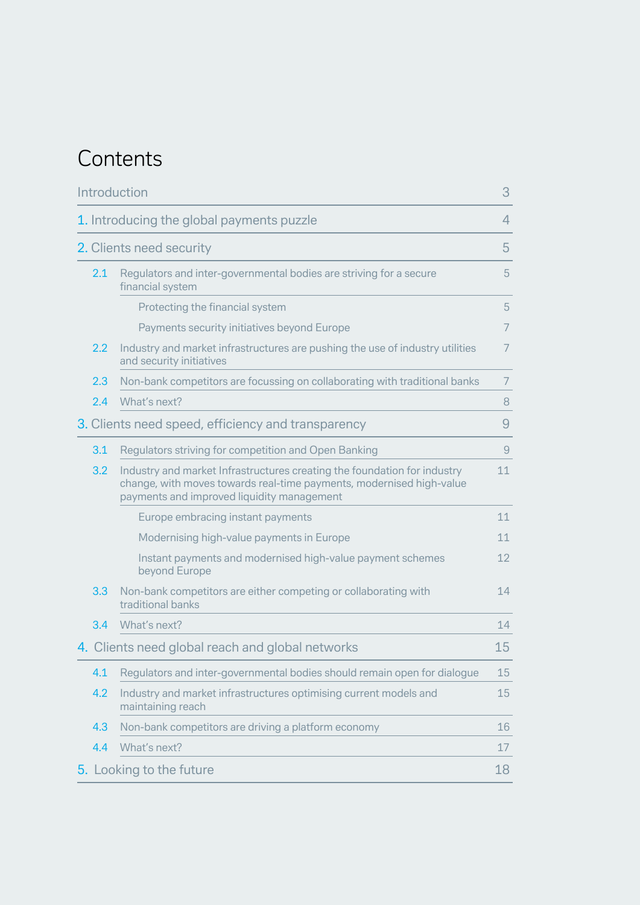# Contents

| | | |
|---|---|---|
| Introduction | | 3 |
| 1. | Introducing the global payments puzzle | 4 |
| 2. | Clients need security | 5 |
| 2.1 | Regulators and inter-governmental bodies are striving for a secure financial system | 5 |
| | Protecting the financial system | 5 |
| | Payments security initiatives beyond Europe | 7 |
| 2.2 | Industry and market infrastructures are pushing the use of industry utilities and security initiatives | 7 |
| 2.3 | Non-bank competitors are focussing on collaborating with traditional banks | 7 |
| 2.4 | What's next? | 8 |
| 3. | Clients need speed, efficiency and transparency | 9 |
| 3.1 | Regulators striving for competition and Open Banking | 9 |
| 3.2 | Industry and market Infrastructures creating the foundation for industry change, with moves towards real-time payments, modernised high-value payments and improved liquidity management | 11 |
| | Europe embracing instant payments | 11 |
| | Modernising high-value payments in Europe | 11 |
| | Instant payments and modernised high-value payment schemes beyond Europe | 12 |
| 3.3 | Non-bank competitors are either competing or collaborating with traditional banks | 14 |
| 3.4 | What's next? | 14 |
| 4. | Clients need global reach and global networks | 15 |
| 4.1 | Regulators and inter-governmental bodies should remain open for dialogue | 15 |
| 4.2 | Industry and market infrastructures optimising current models and maintaining reach | 15 |
| 4.3 | Non-bank competitors are driving a platform economy | 16 |
| 4.4 | What's next? | 17 |
| 5. | Looking to the future | 18 |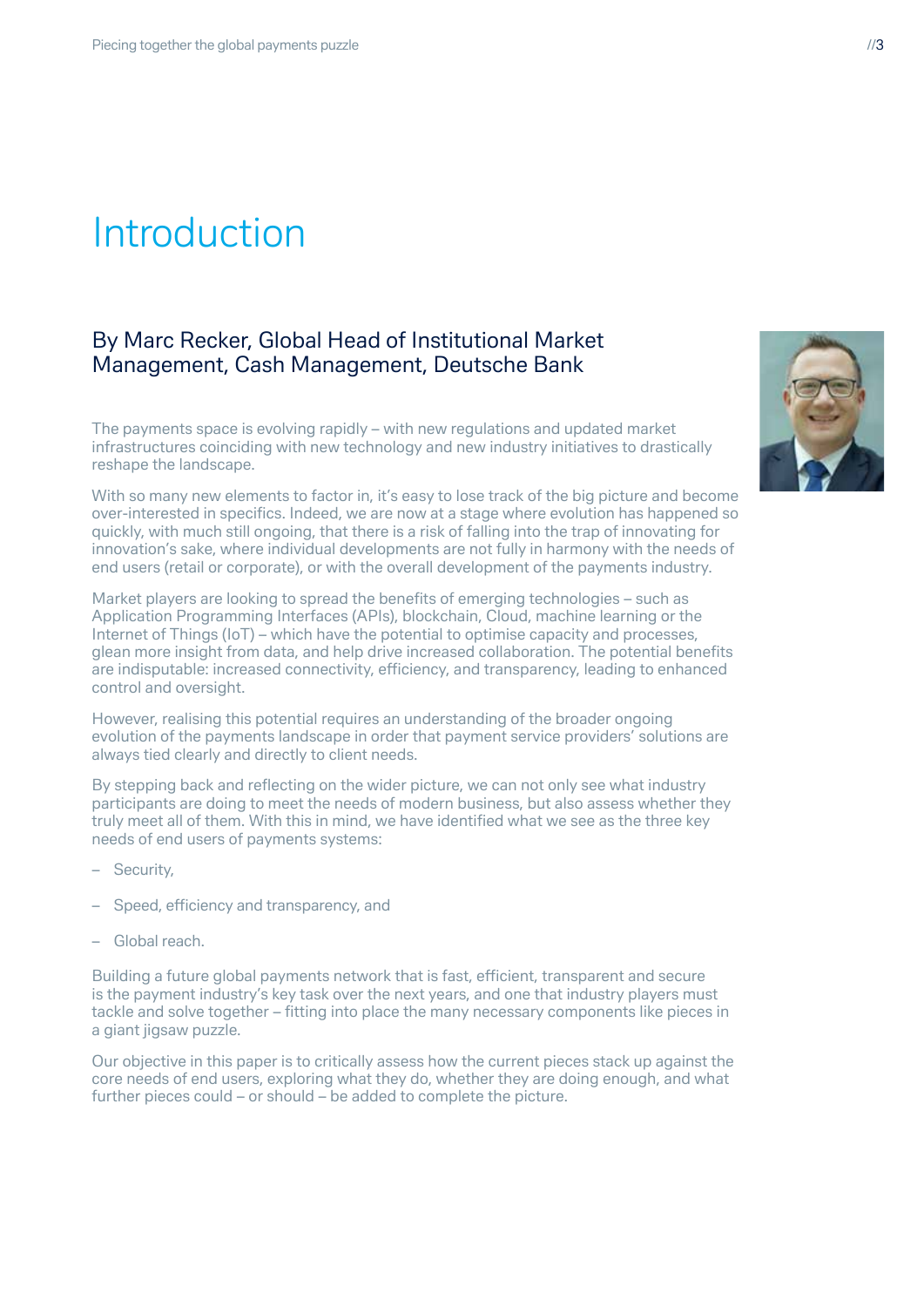# Introduction

## By Marc Recker, Global Head of Institutional Market Management, Cash Management, Deutsche Bank

The payments space is evolving rapidly – with new regulations and updated market infrastructures coinciding with new technology and new industry initiatives to drastically reshape the landscape.

With so many new elements to factor in, it's easy to lose track of the big picture and become over-interested in specifics. Indeed, we are now at a stage where evolution has happened so quickly, with much still ongoing, that there is a risk of falling into the trap of innovating for innovation's sake, where individual developments are not fully in harmony with the needs of end users (retail or corporate), or with the overall development of the payments industry.

Market players are looking to spread the benefits of emerging technologies – such as Application Programming Interfaces (APIs), blockchain, Cloud, machine learning or the Internet of Things (IoT) – which have the potential to optimise capacity and processes, glean more insight from data, and help drive increased collaboration. The potential benefits are indisputable: increased connectivity, efficiency, and transparency, leading to enhanced control and oversight.

However, realising this potential requires an understanding of the broader ongoing evolution of the payments landscape in order that payment service providers' solutions are always tied clearly and directly to client needs.

By stepping back and reflecting on the wider picture, we can not only see what industry participants are doing to meet the needs of modern business, but also assess whether they truly meet all of them. With this in mind, we have identified what we see as the three key needs of end users of payments systems:

- Security,
- Speed, efficiency and transparency, and
- Global reach.

Building a future global payments network that is fast, efficient, transparent and secure is the payment industry's key task over the next years, and one that industry players must tackle and solve together – fitting into place the many necessary components like pieces in a giant jigsaw puzzle.

Our objective in this paper is to critically assess how the current pieces stack up against the core needs of end users, exploring what they do, whether they are doing enough, and what further pieces could – or should – be added to complete the picture.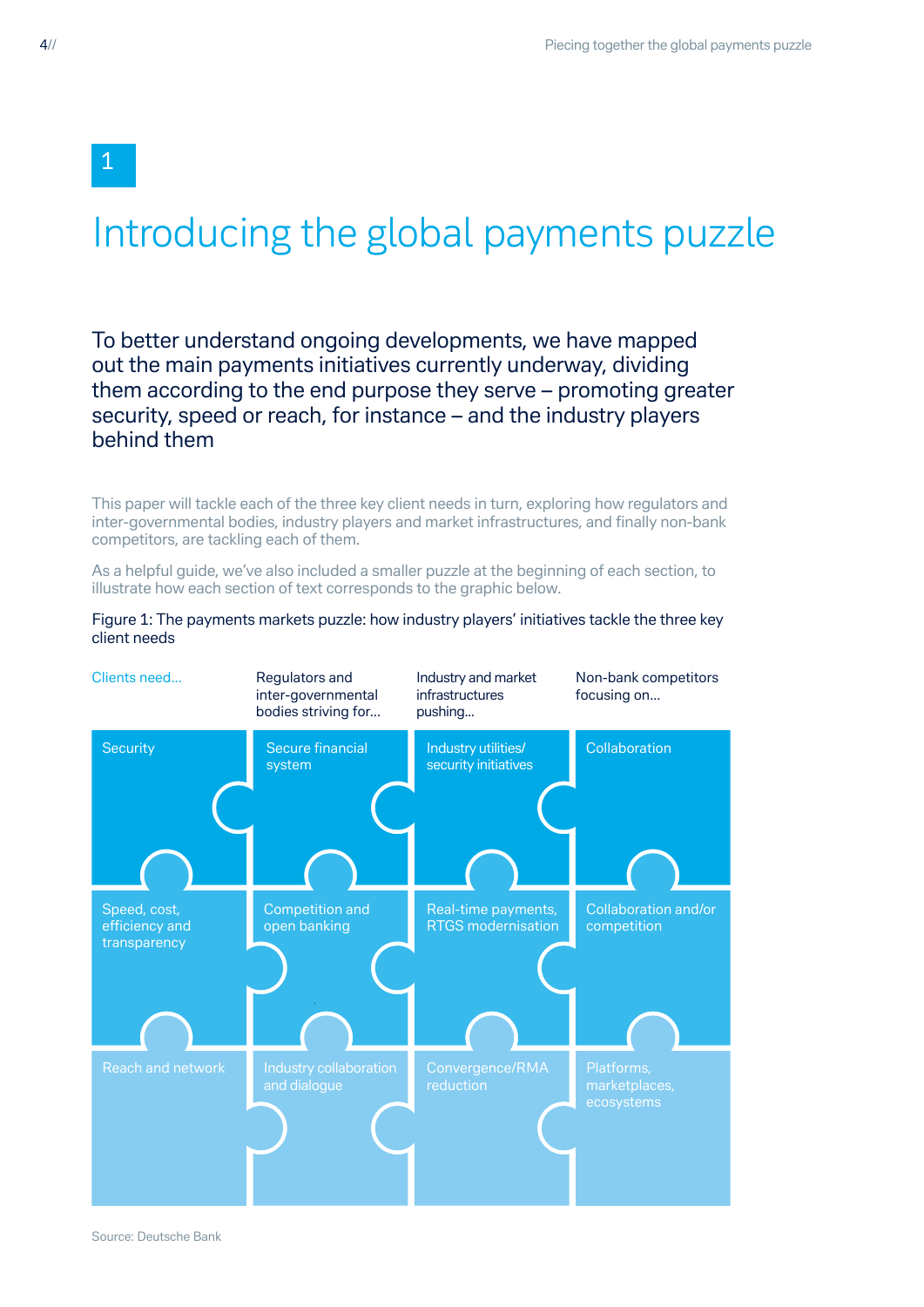# 1

# Introducing the global payments puzzle

To better understand ongoing developments, we have mapped out the main payments initiatives currently underway, dividing them according to the end purpose they serve – promoting greater security, speed or reach, for instance – and the industry players behind them

This paper will tackle each of the three key client needs in turn, exploring how regulators and inter-governmental bodies, industry players and market infrastructures, and finally non-bank competitors, are tackling each of them.

As a helpful guide, we've also included a smaller puzzle at the beginning of each section, to illustrate how each section of text corresponds to the graphic below.

Figure 1: The payments markets puzzle: how industry players' initiatives tackle the three key client needs

| Clients need... | Regulators and inter-governmental bodies striving for... | Industry and market infrastructures pushing... | Non-bank competitors focusing on... |
|---|---|---|---|
| Security | Secure financial system | Industry utilities/ security initiatives | Collaboration |
| Speed, cost, efficiency and transparency | Competition and open banking | Real-time payments, RTGS modernisation | Collaboration and/or competition |
| Reach and network | Industry collaboration and dialogue | Convergence/RMA reduction | Platforms, marketplaces, ecosystems |

Source: Deutsche Bank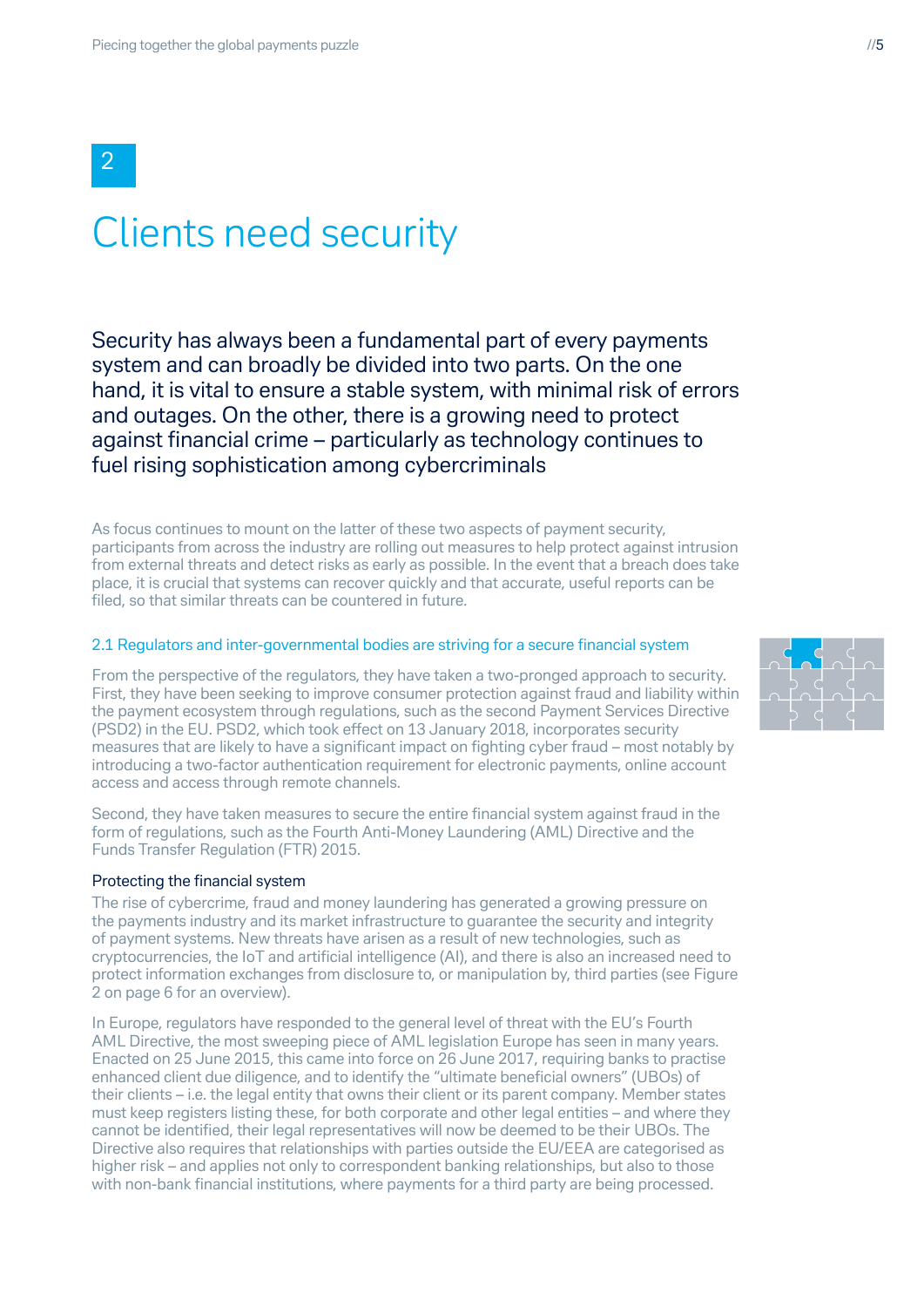2

# Clients need security

Security has always been a fundamental part of every payments system and can broadly be divided into two parts. On the one hand, it is vital to ensure a stable system, with minimal risk of errors and outages. On the other, there is a growing need to protect against financial crime – particularly as technology continues to fuel rising sophistication among cybercriminals

As focus continues to mount on the latter of these two aspects of payment security, participants from across the industry are rolling out measures to help protect against intrusion from external threats and detect risks as early as possible. In the event that a breach does take place, it is crucial that systems can recover quickly and that accurate, useful reports can be filed, so that similar threats can be countered in future.

## 2.1 Regulators and inter-governmental bodies are striving for a secure financial system

From the perspective of the regulators, they have taken a two-pronged approach to security. First, they have been seeking to improve consumer protection against fraud and liability within the payment ecosystem through regulations, such as the second Payment Services Directive (PSD2) in the EU. PSD2, which took effect on 13 January 2018, incorporates security measures that are likely to have a significant impact on fighting cyber fraud – most notably by introducing a two-factor authentication requirement for electronic payments, online account access and access through remote channels.

Second, they have taken measures to secure the entire financial system against fraud in the form of regulations, such as the Fourth Anti-Money Laundering (AML) Directive and the Funds Transfer Regulation (FTR) 2015.

### Protecting the financial system

The rise of cybercrime, fraud and money laundering has generated a growing pressure on the payments industry and its market infrastructure to guarantee the security and integrity of payment systems. New threats have arisen as a result of new technologies, such as cryptocurrencies, the IoT and artificial intelligence (AI), and there is also an increased need to protect information exchanges from disclosure to, or manipulation by, third parties (see Figure 2 on page 6 for an overview).

In Europe, regulators have responded to the general level of threat with the EU's Fourth AML Directive, the most sweeping piece of AML legislation Europe has seen in many years. Enacted on 25 June 2015, this came into force on 26 June 2017, requiring banks to practise enhanced client due diligence, and to identify the "ultimate beneficial owners" (UBOs) of their clients – i.e. the legal entity that owns their client or its parent company. Member states must keep registers listing these, for both corporate and other legal entities – and where they cannot be identified, their legal representatives will now be deemed to be their UBOs. The Directive also requires that relationships with parties outside the EU/EEA are categorised as higher risk – and applies not only to correspondent banking relationships, but also to those with non-bank financial institutions, where payments for a third party are being processed.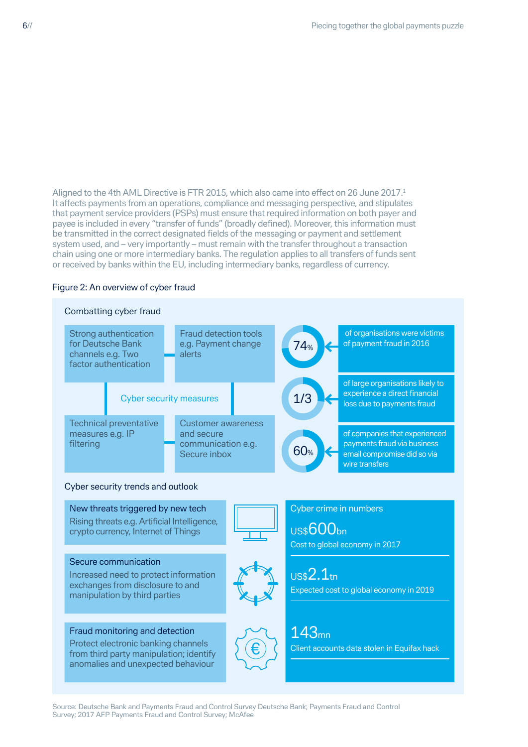Aligned to the 4th AML Directive is FTR 2015, which also came into effect on 26 June 2017.[1] It affects payments from an operations, compliance and messaging perspective, and stipulates that payment service providers (PSPs) must ensure that required information on both payer and payee is included in every "transfer of funds" (broadly defined). Moreover, this information must be transmitted in the correct designated fields of the messaging or payment and settlement system used, and – very importantly – must remain with the transfer throughout a transaction chain using one or more intermediary banks. The regulation applies to all transfers of funds sent or received by banks within the EU, including intermediary banks, regardless of currency.

Figure 2: An overview of cyber fraud

**Combatting cyber fraud**

Cyber security measures

- Strong authentication for Deutsche Bank channels e.g. Two factor authentication
- Fraud detection tools e.g. Payment change alerts
- Technical preventative measures e.g. IP filtering
- Customer awareness and secure communication e.g. Secure inbox

- **74%** of organisations were victims of payment fraud in 2016
- **1/3** of large organisations likely to experience a direct financial loss due to payments fraud
- **60%** of companies that experienced payments fraud via business email compromise did so via wire transfers

**Cyber security trends and outlook**

**New threats triggered by new tech**
Rising threats e.g. Artificial Intelligence, crypto currency, Internet of Things

**Secure communication**
Increased need to protect information exchanges from disclosure to and manipulation by third parties

**Fraud monitoring and detection**
Protect electronic banking channels from third party manipulation; identify anomalies and unexpected behaviour

**Cyber crime in numbers**

- **US$600bn** Cost to global economy in 2017
- **US$2.1tn** Expected cost to global economy in 2019
- **143mn** Client accounts data stolen in Equifax hack

Source: Deutsche Bank and Payments Fraud and Control Survey Deutsche Bank; Payments Fraud and Control Survey; 2017 AFP Payments Fraud and Control Survey; McAfee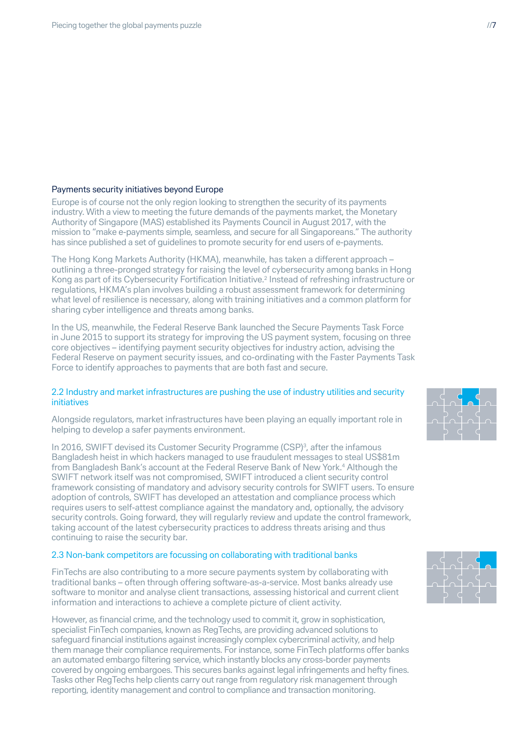### Payments security initiatives beyond Europe

Europe is of course not the only region looking to strengthen the security of its payments industry. With a view to meeting the future demands of the payments market, the Monetary Authority of Singapore (MAS) established its Payments Council in August 2017, with the mission to "make e-payments simple, seamless, and secure for all Singaporeans." The authority has since published a set of guidelines to promote security for end users of e-payments.

The Hong Kong Markets Authority (HKMA), meanwhile, has taken a different approach – outlining a three-pronged strategy for raising the level of cybersecurity among banks in Hong Kong as part of its Cybersecurity Fortification Initiative.[2] Instead of refreshing infrastructure or regulations, HKMA's plan involves building a robust assessment framework for determining what level of resilience is necessary, along with training initiatives and a common platform for sharing cyber intelligence and threats among banks.

In the US, meanwhile, the Federal Reserve Bank launched the Secure Payments Task Force in June 2015 to support its strategy for improving the US payment system, focusing on three core objectives – identifying payment security objectives for industry action, advising the Federal Reserve on payment security issues, and co-ordinating with the Faster Payments Task Force to identify approaches to payments that are both fast and secure.

## 2.2 Industry and market infrastructures are pushing the use of industry utilities and security initiatives

Alongside regulators, market infrastructures have been playing an equally important role in helping to develop a safer payments environment.

In 2016, SWIFT devised its Customer Security Programme (CSP)[3], after the infamous Bangladesh heist in which hackers managed to use fraudulent messages to steal US$81m from Bangladesh Bank's account at the Federal Reserve Bank of New York.[4] Although the SWIFT network itself was not compromised, SWIFT introduced a client security control framework consisting of mandatory and advisory security controls for SWIFT users. To ensure adoption of controls, SWIFT has developed an attestation and compliance process which requires users to self-attest compliance against the mandatory and, optionally, the advisory security controls. Going forward, they will regularly review and update the control framework, taking account of the latest cybersecurity practices to address threats arising and thus continuing to raise the security bar.

## 2.3 Non-bank competitors are focussing on collaborating with traditional banks

FinTechs are also contributing to a more secure payments system by collaborating with traditional banks – often through offering software-as-a-service. Most banks already use software to monitor and analyse client transactions, assessing historical and current client information and interactions to achieve a complete picture of client activity.

However, as financial crime, and the technology used to commit it, grow in sophistication, specialist FinTech companies, known as RegTechs, are providing advanced solutions to safeguard financial institutions against increasingly complex cybercriminal activity, and help them manage their compliance requirements. For instance, some FinTech platforms offer banks an automated embargo filtering service, which instantly blocks any cross-border payments covered by ongoing embargoes. This secures banks against legal infringements and hefty fines. Tasks other RegTechs help clients carry out range from regulatory risk management through reporting, identity management and control to compliance and transaction monitoring.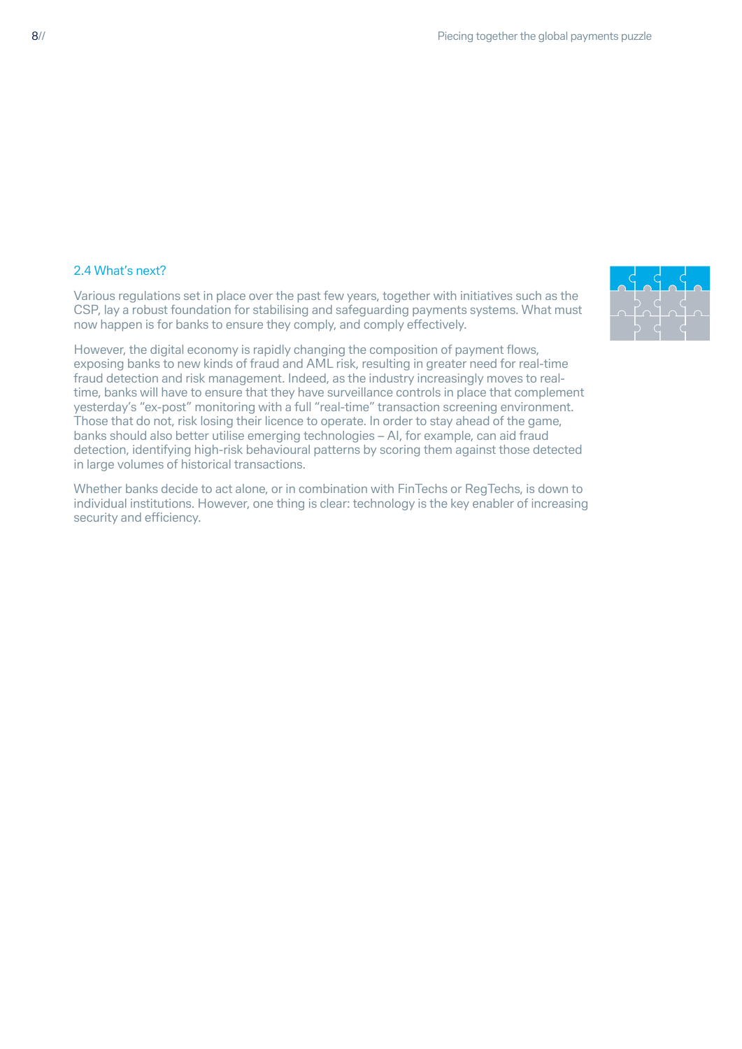## 2.4 What's next?

Various regulations set in place over the past few years, together with initiatives such as the CSP, lay a robust foundation for stabilising and safeguarding payments systems. What must now happen is for banks to ensure they comply, and comply effectively.

However, the digital economy is rapidly changing the composition of payment flows, exposing banks to new kinds of fraud and AML risk, resulting in greater need for real-time fraud detection and risk management. Indeed, as the industry increasingly moves to real-time, banks will have to ensure that they have surveillance controls in place that complement yesterday's "ex-post" monitoring with a full "real-time" transaction screening environment. Those that do not, risk losing their licence to operate. In order to stay ahead of the game, banks should also better utilise emerging technologies – AI, for example, can aid fraud detection, identifying high-risk behavioural patterns by scoring them against those detected in large volumes of historical transactions.

Whether banks decide to act alone, or in combination with FinTechs or RegTechs, is down to individual institutions. However, one thing is clear: technology is the key enabler of increasing security and efficiency.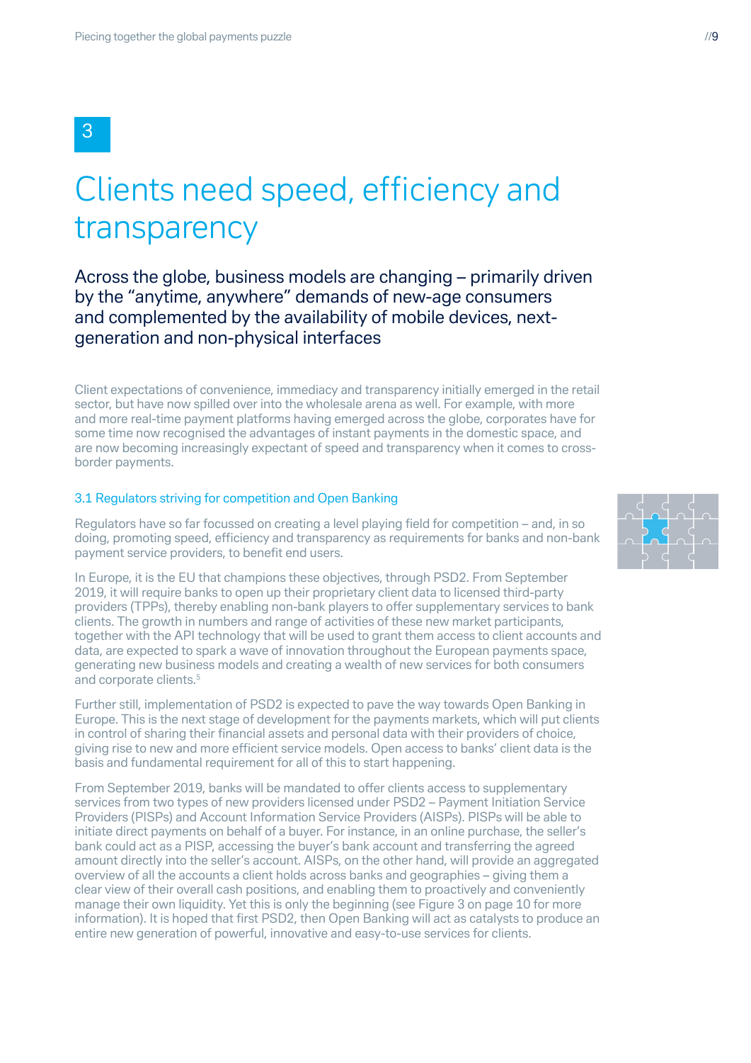3

# Clients need speed, efficiency and transparency

## Across the globe, business models are changing – primarily driven by the “anytime, anywhere” demands of new-age consumers and complemented by the availability of mobile devices, next-generation and non-physical interfaces

Client expectations of convenience, immediacy and transparency initially emerged in the retail sector, but have now spilled over into the wholesale arena as well. For example, with more and more real-time payment platforms having emerged across the globe, corporates have for some time now recognised the advantages of instant payments in the domestic space, and are now becoming increasingly expectant of speed and transparency when it comes to cross-border payments.

### 3.1 Regulators striving for competition and Open Banking

Regulators have so far focussed on creating a level playing field for competition – and, in so doing, promoting speed, efficiency and transparency as requirements for banks and non-bank payment service providers, to benefit end users.

In Europe, it is the EU that champions these objectives, through PSD2. From September 2019, it will require banks to open up their proprietary client data to licensed third-party providers (TPPs), thereby enabling non-bank players to offer supplementary services to bank clients. The growth in numbers and range of activities of these new market participants, together with the API technology that will be used to grant them access to client accounts and data, are expected to spark a wave of innovation throughout the European payments space, generating new business models and creating a wealth of new services for both consumers and corporate clients.[5]

Further still, implementation of PSD2 is expected to pave the way towards Open Banking in Europe. This is the next stage of development for the payments markets, which will put clients in control of sharing their financial assets and personal data with their providers of choice, giving rise to new and more efficient service models. Open access to banks’ client data is the basis and fundamental requirement for all of this to start happening.

From September 2019, banks will be mandated to offer clients access to supplementary services from two types of new providers licensed under PSD2 – Payment Initiation Service Providers (PISPs) and Account Information Service Providers (AISPs). PISPs will be able to initiate direct payments on behalf of a buyer. For instance, in an online purchase, the seller’s bank could act as a PISP, accessing the buyer’s bank account and transferring the agreed amount directly into the seller’s account. AISPs, on the other hand, will provide an aggregated overview of all the accounts a client holds across banks and geographies – giving them a clear view of their overall cash positions, and enabling them to proactively and conveniently manage their own liquidity. Yet this is only the beginning (see Figure 3 on page 10 for more information). It is hoped that first PSD2, then Open Banking will act as catalysts to produce an entire new generation of powerful, innovative and easy-to-use services for clients.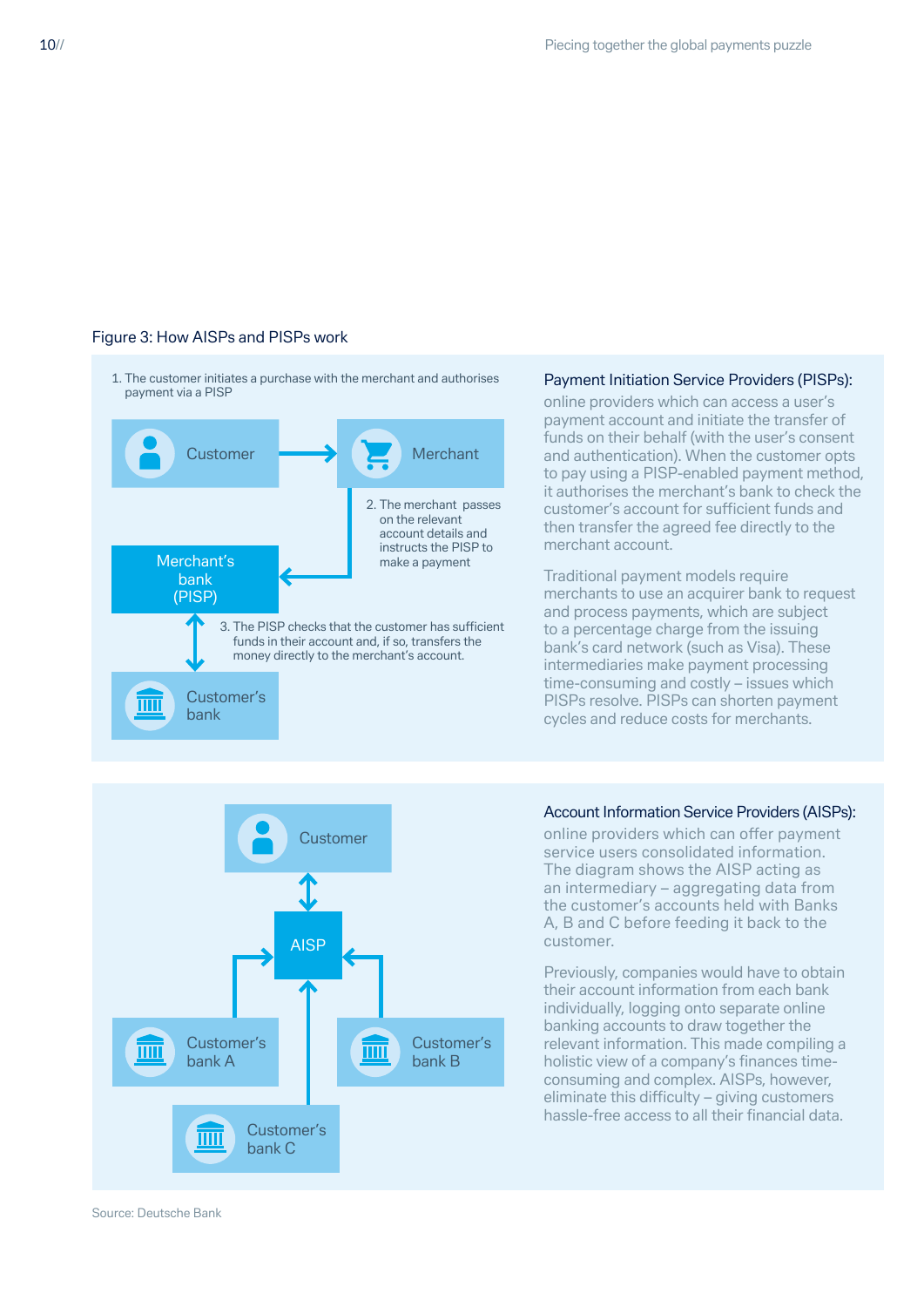Figure 3: How AISPs and PISPs work

1. The customer initiates a purchase with the merchant and authorises payment via a PISP

Customer → Merchant

2. The merchant passes on the relevant account details and instructs the PISP to make a payment

Merchant's bank (PISP)

3. The PISP checks that the customer has sufficient funds in their account and, if so, transfers the money directly to the merchant's account.

Customer's bank

Payment Initiation Service Providers (PISPs): online providers which can access a user's payment account and initiate the transfer of funds on their behalf (with the user's consent and authentication). When the customer opts to pay using a PISP-enabled payment method, it authorises the merchant's bank to check the customer's account for sufficient funds and then transfer the agreed fee directly to the merchant account.

Traditional payment models require merchants to use an acquirer bank to request and process payments, which are subject to a percentage charge from the issuing bank's card network (such as Visa). These intermediaries make payment processing time-consuming and costly – issues which PISPs resolve. PISPs can shorten payment cycles and reduce costs for merchants.

Customer

AISP

Customer's bank A

Customer's bank B

Customer's bank C

Account Information Service Providers (AISPs): online providers which can offer payment service users consolidated information. The diagram shows the AISP acting as an intermediary – aggregating data from the customer's accounts held with Banks A, B and C before feeding it back to the customer.

Previously, companies would have to obtain their account information from each bank individually, logging onto separate online banking accounts to draw together the relevant information. This made compiling a holistic view of a company's finances time-consuming and complex. AISPs, however, eliminate this difficulty – giving customers hassle-free access to all their financial data.

Source: Deutsche Bank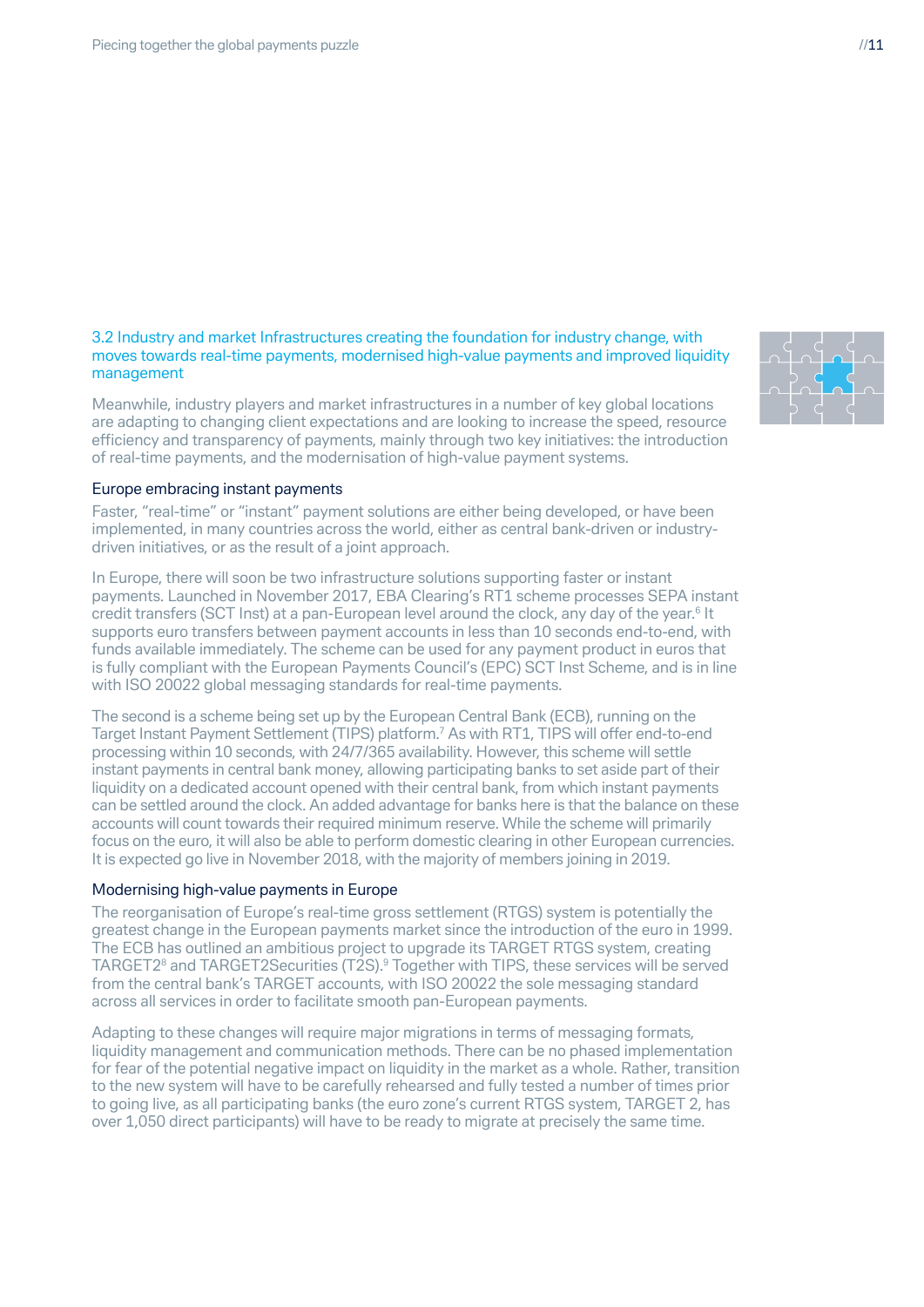## 3.2 Industry and market Infrastructures creating the foundation for industry change, with moves towards real-time payments, modernised high-value payments and improved liquidity management

Meanwhile, industry players and market infrastructures in a number of key global locations are adapting to changing client expectations and are looking to increase the speed, resource efficiency and transparency of payments, mainly through two key initiatives: the introduction of real-time payments, and the modernisation of high-value payment systems.

### Europe embracing instant payments

Faster, "real-time" or "instant" payment solutions are either being developed, or have been implemented, in many countries across the world, either as central bank-driven or industry-driven initiatives, or as the result of a joint approach.

In Europe, there will soon be two infrastructure solutions supporting faster or instant payments. Launched in November 2017, EBA Clearing's RT1 scheme processes SEPA instant credit transfers (SCT Inst) at a pan-European level around the clock, any day of the year.[6] It supports euro transfers between payment accounts in less than 10 seconds end-to-end, with funds available immediately. The scheme can be used for any payment product in euros that is fully compliant with the European Payments Council's (EPC) SCT Inst Scheme, and is in line with ISO 20022 global messaging standards for real-time payments.

The second is a scheme being set up by the European Central Bank (ECB), running on the Target Instant Payment Settlement (TIPS) platform.[7] As with RT1, TIPS will offer end-to-end processing within 10 seconds, with 24/7/365 availability. However, this scheme will settle instant payments in central bank money, allowing participating banks to set aside part of their liquidity on a dedicated account opened with their central bank, from which instant payments can be settled around the clock. An added advantage for banks here is that the balance on these accounts will count towards their required minimum reserve. While the scheme will primarily focus on the euro, it will also be able to perform domestic clearing in other European currencies. It is expected go live in November 2018, with the majority of members joining in 2019.

### Modernising high-value payments in Europe

The reorganisation of Europe's real-time gross settlement (RTGS) system is potentially the greatest change in the European payments market since the introduction of the euro in 1999. The ECB has outlined an ambitious project to upgrade its TARGET RTGS system, creating TARGET2[8] and TARGET2Securities (T2S).[9] Together with TIPS, these services will be served from the central bank's TARGET accounts, with ISO 20022 the sole messaging standard across all services in order to facilitate smooth pan-European payments.

Adapting to these changes will require major migrations in terms of messaging formats, liquidity management and communication methods. There can be no phased implementation for fear of the potential negative impact on liquidity in the market as a whole. Rather, transition to the new system will have to be carefully rehearsed and fully tested a number of times prior to going live, as all participating banks (the euro zone's current RTGS system, TARGET 2, has over 1,050 direct participants) will have to be ready to migrate at precisely the same time.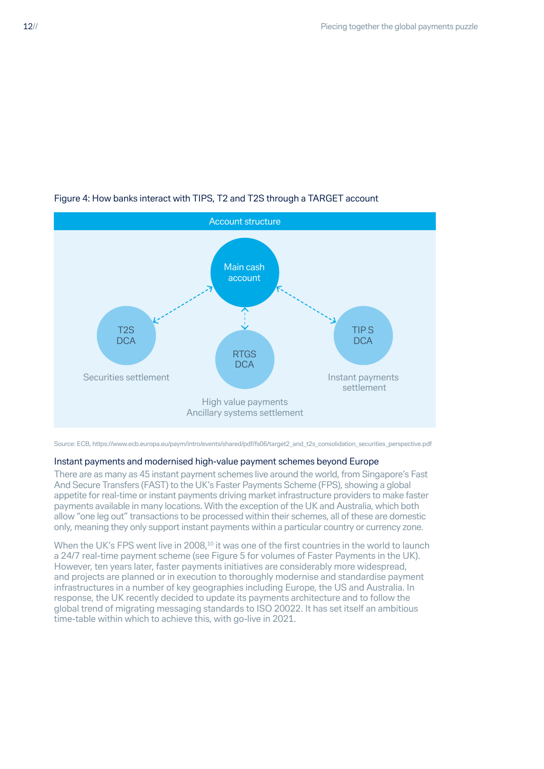Figure 4: How banks interact with TIPS, T2 and T2S through a TARGET account

Account structure

Main cash account

T2S DCA

Securities settlement

RTGS DCA

High value payments
Ancillary systems settlement

TIP S DCA

Instant payments settlement

Source: ECB, https://www.ecb.europa.eu/paym/intro/events/shared/pdf/fs06/target2_and_t2s_consolidation_securities_perspective.pdf

### Instant payments and modernised high-value payment schemes beyond Europe

There are as many as 45 instant payment schemes live around the world, from Singapore's Fast And Secure Transfers (FAST) to the UK's Faster Payments Scheme (FPS), showing a global appetite for real-time or instant payments driving market infrastructure providers to make faster payments available in many locations. With the exception of the UK and Australia, which both allow "one leg out" transactions to be processed within their schemes, all of these are domestic only, meaning they only support instant payments within a particular country or currency zone.

When the UK's FPS went live in 2008,[10] it was one of the first countries in the world to launch a 24/7 real-time payment scheme (see Figure 5 for volumes of Faster Payments in the UK). However, ten years later, faster payments initiatives are considerably more widespread, and projects are planned or in execution to thoroughly modernise and standardise payment infrastructures in a number of key geographies including Europe, the US and Australia. In response, the UK recently decided to update its payments architecture and to follow the global trend of migrating messaging standards to ISO 20022. It has set itself an ambitious time-table within which to achieve this, with go-live in 2021.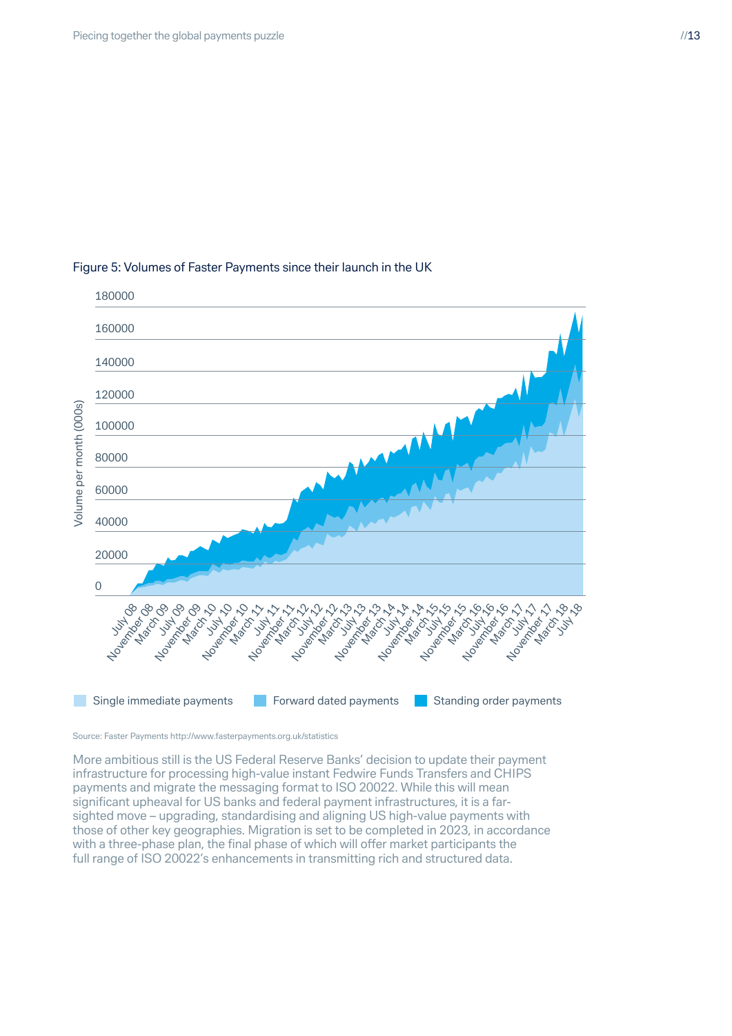Figure 5: Volumes of Faster Payments since their launch in the UK

Source: Faster Payments http://www.fasterpayments.org.uk/statistics

More ambitious still is the US Federal Reserve Banks' decision to update their payment infrastructure for processing high-value instant Fedwire Funds Transfers and CHIPS payments and migrate the messaging format to ISO 20022. While this will mean significant upheaval for US banks and federal payment infrastructures, it is a far-sighted move – upgrading, standardising and aligning US high-value payments with those of other key geographies. Migration is set to be completed in 2023, in accordance with a three-phase plan, the final phase of which will offer market participants the full range of ISO 20022's enhancements in transmitting rich and structured data.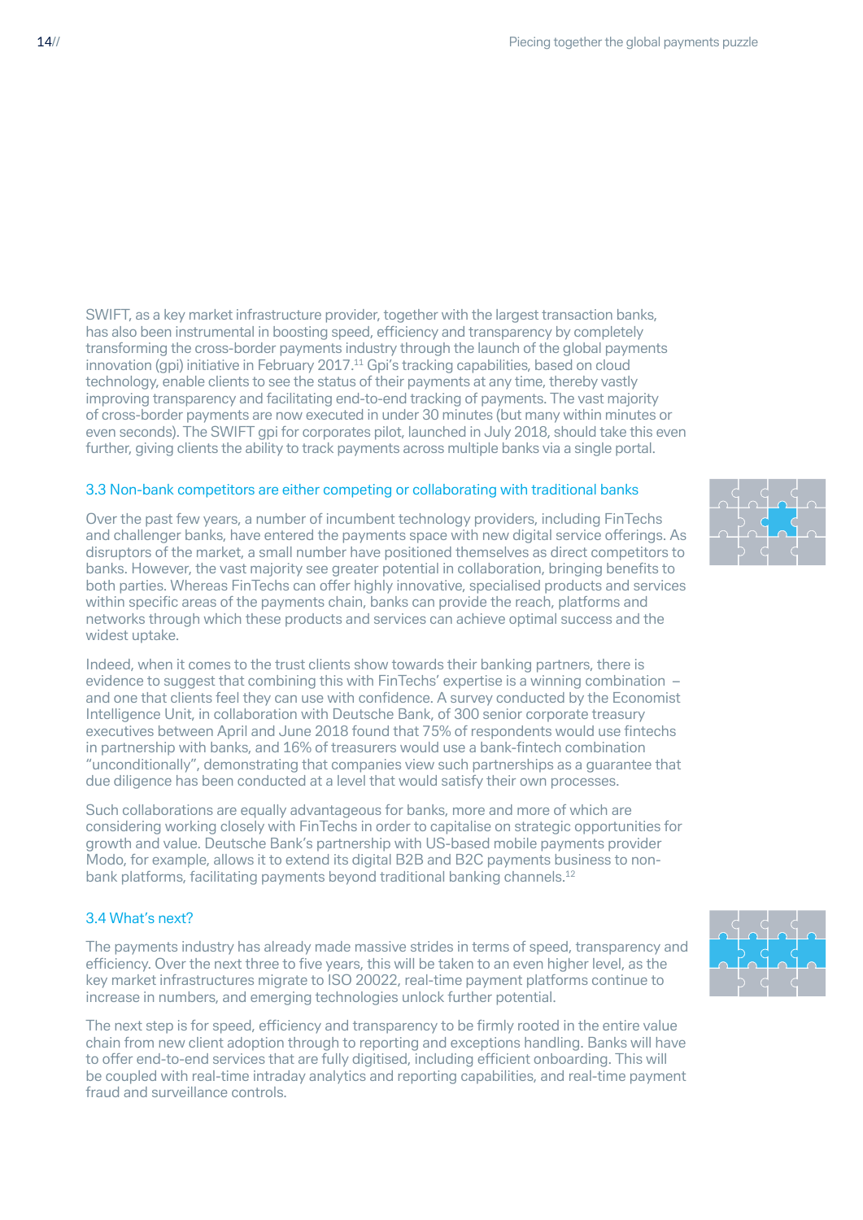SWIFT, as a key market infrastructure provider, together with the largest transaction banks, has also been instrumental in boosting speed, efficiency and transparency by completely transforming the cross-border payments industry through the launch of the global payments innovation (gpi) initiative in February 2017.[11] Gpi's tracking capabilities, based on cloud technology, enable clients to see the status of their payments at any time, thereby vastly improving transparency and facilitating end-to-end tracking of payments. The vast majority of cross-border payments are now executed in under 30 minutes (but many within minutes or even seconds). The SWIFT gpi for corporates pilot, launched in July 2018, should take this even further, giving clients the ability to track payments across multiple banks via a single portal.

### 3.3 Non-bank competitors are either competing or collaborating with traditional banks

Over the past few years, a number of incumbent technology providers, including FinTechs and challenger banks, have entered the payments space with new digital service offerings. As disruptors of the market, a small number have positioned themselves as direct competitors to banks. However, the vast majority see greater potential in collaboration, bringing benefits to both parties. Whereas FinTechs can offer highly innovative, specialised products and services within specific areas of the payments chain, banks can provide the reach, platforms and networks through which these products and services can achieve optimal success and the widest uptake.

Indeed, when it comes to the trust clients show towards their banking partners, there is evidence to suggest that combining this with FinTechs' expertise is a winning combination – and one that clients feel they can use with confidence. A survey conducted by the Economist Intelligence Unit, in collaboration with Deutsche Bank, of 300 senior corporate treasury executives between April and June 2018 found that 75% of respondents would use fintechs in partnership with banks, and 16% of treasurers would use a bank-fintech combination "unconditionally", demonstrating that companies view such partnerships as a guarantee that due diligence has been conducted at a level that would satisfy their own processes.

Such collaborations are equally advantageous for banks, more and more of which are considering working closely with FinTechs in order to capitalise on strategic opportunities for growth and value. Deutsche Bank's partnership with US-based mobile payments provider Modo, for example, allows it to extend its digital B2B and B2C payments business to non-bank platforms, facilitating payments beyond traditional banking channels.[12]

### 3.4 What's next?

The payments industry has already made massive strides in terms of speed, transparency and efficiency. Over the next three to five years, this will be taken to an even higher level, as the key market infrastructures migrate to ISO 20022, real-time payment platforms continue to increase in numbers, and emerging technologies unlock further potential.

The next step is for speed, efficiency and transparency to be firmly rooted in the entire value chain from new client adoption through to reporting and exceptions handling. Banks will have to offer end-to-end services that are fully digitised, including efficient onboarding. This will be coupled with real-time intraday analytics and reporting capabilities, and real-time payment fraud and surveillance controls.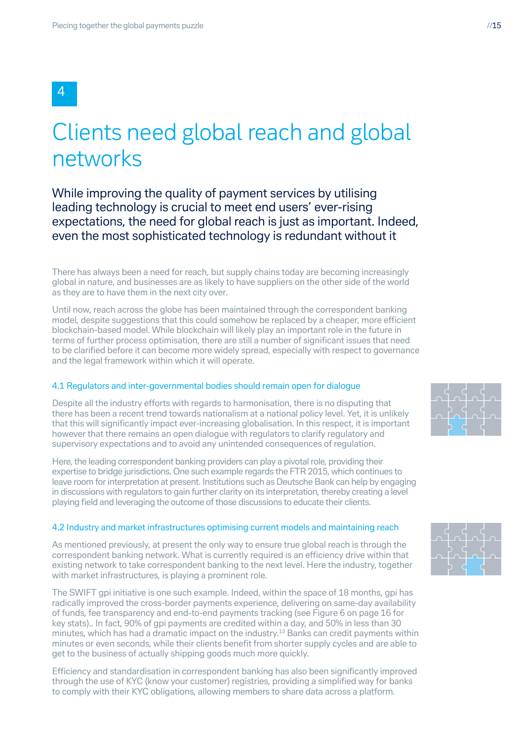4

# Clients need global reach and global networks

## While improving the quality of payment services by utilising leading technology is crucial to meet end users' ever-rising expectations, the need for global reach is just as important. Indeed, even the most sophisticated technology is redundant without it

There has always been a need for reach, but supply chains today are becoming increasingly global in nature, and businesses are as likely to have suppliers on the other side of the world as they are to have them in the next city over.

Until now, reach across the globe has been maintained through the correspondent banking model, despite suggestions that this could somehow be replaced by a cheaper, more efficient blockchain-based model. While blockchain will likely play an important role in the future in terms of further process optimisation, there are still a number of significant issues that need to be clarified before it can become more widely spread, especially with respect to governance and the legal framework within which it will operate.

### 4.1 Regulators and inter-governmental bodies should remain open for dialogue

Despite all the industry efforts with regards to harmonisation, there is no disputing that there has been a recent trend towards nationalism at a national policy level. Yet, it is unlikely that this will significantly impact ever-increasing globalisation. In this respect, it is important however that there remains an open dialogue with regulators to clarify regulatory and supervisory expectations and to avoid any unintended consequences of regulation.

Here, the leading correspondent banking providers can play a pivotal role, providing their expertise to bridge jurisdictions. One such example regards the FTR 2015, which continues to leave room for interpretation at present. Institutions such as Deutsche Bank can help by engaging in discussions with regulators to gain further clarity on its interpretation, thereby creating a level playing field and leveraging the outcome of those discussions to educate their clients.

### 4.2 Industry and market infrastructures optimising current models and maintaining reach

As mentioned previously, at present the only way to ensure true global reach is through the correspondent banking network. What is currently required is an efficiency drive within that existing network to take correspondent banking to the next level. Here the industry, together with market infrastructures, is playing a prominent role.

The SWIFT gpi initiative is one such example. Indeed, within the space of 18 months, gpi has radically improved the cross-border payments experience, delivering on same-day availability of funds, fee transparency and end-to-end payments tracking (see Figure 6 on page 16 for key stats).. In fact, 90% of gpi payments are credited within a day, and 50% in less than 30 minutes, which has had a dramatic impact on the industry.[13] Banks can credit payments within minutes or even seconds, while their clients benefit from shorter supply cycles and are able to get to the business of actually shipping goods much more quickly.

Efficiency and standardisation in correspondent banking has also been significantly improved through the use of KYC (know your customer) registries, providing a simplified way for banks to comply with their KYC obligations, allowing members to share data across a platform.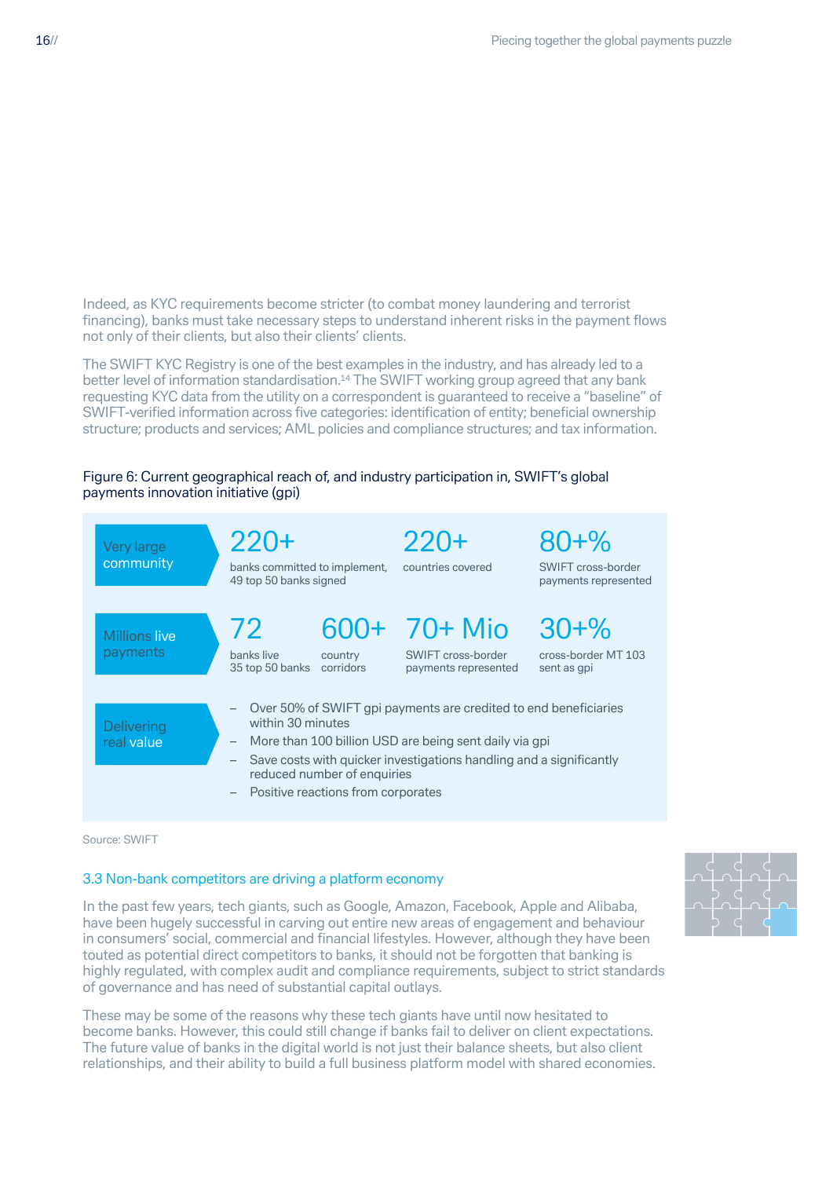Indeed, as KYC requirements become stricter (to combat money laundering and terrorist financing), banks must take necessary steps to understand inherent risks in the payment flows not only of their clients, but also their clients' clients.

The SWIFT KYC Registry is one of the best examples in the industry, and has already led to a better level of information standardisation.[14] The SWIFT working group agreed that any bank requesting KYC data from the utility on a correspondent is guaranteed to receive a "baseline" of SWIFT-verified information across five categories: identification of entity; beneficial ownership structure; products and services; AML policies and compliance structures; and tax information.

Figure 6: Current geographical reach of, and industry participation in, SWIFT's global payments innovation initiative (gpi)

**Very large community**

- **220+** banks committed to implement, 49 top 50 banks signed
- **220+** countries covered
- **80+%** SWIFT cross-border payments represented

**Millions live payments**

- **72** banks live 35 top 50 banks
- **600+** country corridors
- **70+ Mio** SWIFT cross-border payments represented
- **30+%** cross-border MT 103 sent as gpi

**Delivering real value**

- Over 50% of SWIFT gpi payments are credited to end beneficiaries within 30 minutes
- More than 100 billion USD are being sent daily via gpi
- Save costs with quicker investigations handling and a significantly reduced number of enquiries
- Positive reactions from corporates

Source: SWIFT

## 3.3 Non-bank competitors are driving a platform economy

In the past few years, tech giants, such as Google, Amazon, Facebook, Apple and Alibaba, have been hugely successful in carving out entire new areas of engagement and behaviour in consumers' social, commercial and financial lifestyles. However, although they have been touted as potential direct competitors to banks, it should not be forgotten that banking is highly regulated, with complex audit and compliance requirements, subject to strict standards of governance and has need of substantial capital outlays.

These may be some of the reasons why these tech giants have until now hesitated to become banks. However, this could still change if banks fail to deliver on client expectations. The future value of banks in the digital world is not just their balance sheets, but also client relationships, and their ability to build a full business platform model with shared economies.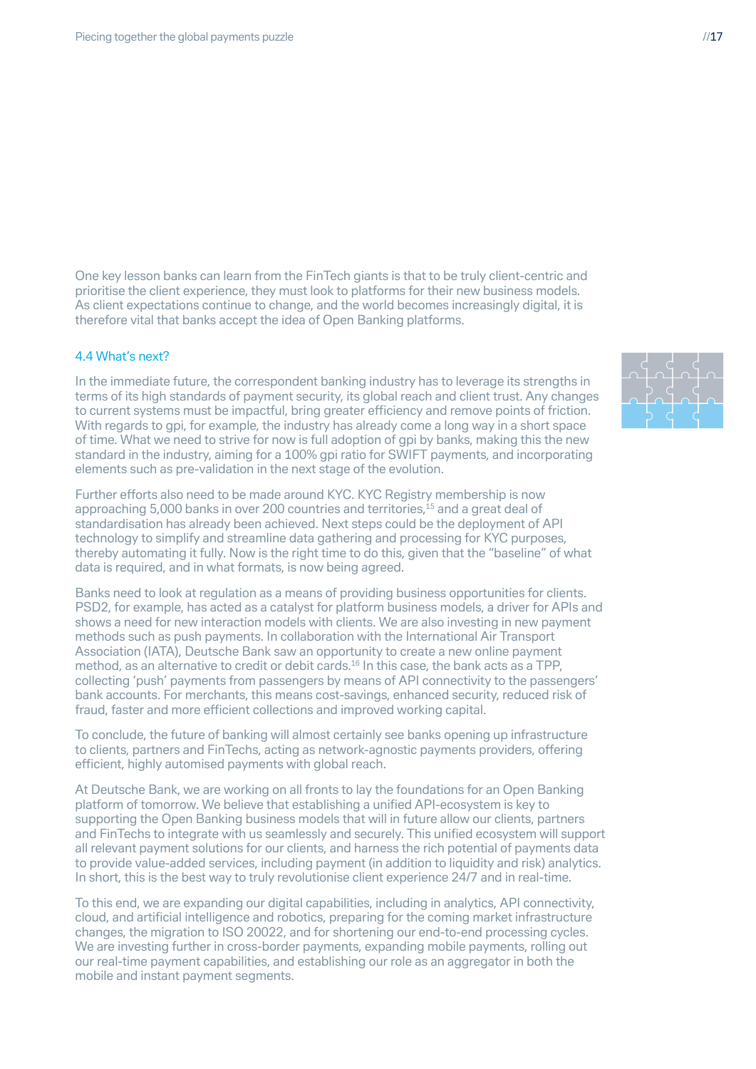One key lesson banks can learn from the FinTech giants is that to be truly client-centric and prioritise the client experience, they must look to platforms for their new business models. As client expectations continue to change, and the world becomes increasingly digital, it is therefore vital that banks accept the idea of Open Banking platforms.

## 4.4 What's next?

In the immediate future, the correspondent banking industry has to leverage its strengths in terms of its high standards of payment security, its global reach and client trust. Any changes to current systems must be impactful, bring greater efficiency and remove points of friction. With regards to gpi, for example, the industry has already come a long way in a short space of time. What we need to strive for now is full adoption of gpi by banks, making this the new standard in the industry, aiming for a 100% gpi ratio for SWIFT payments, and incorporating elements such as pre-validation in the next stage of the evolution.

Further efforts also need to be made around KYC. KYC Registry membership is now approaching 5,000 banks in over 200 countries and territories,[15] and a great deal of standardisation has already been achieved. Next steps could be the deployment of API technology to simplify and streamline data gathering and processing for KYC purposes, thereby automating it fully. Now is the right time to do this, given that the "baseline" of what data is required, and in what formats, is now being agreed.

Banks need to look at regulation as a means of providing business opportunities for clients. PSD2, for example, has acted as a catalyst for platform business models, a driver for APIs and shows a need for new interaction models with clients. We are also investing in new payment methods such as push payments. In collaboration with the International Air Transport Association (IATA), Deutsche Bank saw an opportunity to create a new online payment method, as an alternative to credit or debit cards.[16] In this case, the bank acts as a TPP, collecting 'push' payments from passengers by means of API connectivity to the passengers' bank accounts. For merchants, this means cost-savings, enhanced security, reduced risk of fraud, faster and more efficient collections and improved working capital.

To conclude, the future of banking will almost certainly see banks opening up infrastructure to clients, partners and FinTechs, acting as network-agnostic payments providers, offering efficient, highly automised payments with global reach.

At Deutsche Bank, we are working on all fronts to lay the foundations for an Open Banking platform of tomorrow. We believe that establishing a unified API-ecosystem is key to supporting the Open Banking business models that will in future allow our clients, partners and FinTechs to integrate with us seamlessly and securely. This unified ecosystem will support all relevant payment solutions for our clients, and harness the rich potential of payments data to provide value-added services, including payment (in addition to liquidity and risk) analytics. In short, this is the best way to truly revolutionise client experience 24/7 and in real-time.

To this end, we are expanding our digital capabilities, including in analytics, API connectivity, cloud, and artificial intelligence and robotics, preparing for the coming market infrastructure changes, the migration to ISO 20022, and for shortening our end-to-end processing cycles. We are investing further in cross-border payments, expanding mobile payments, rolling out our real-time payment capabilities, and establishing our role as an aggregator in both the mobile and instant payment segments.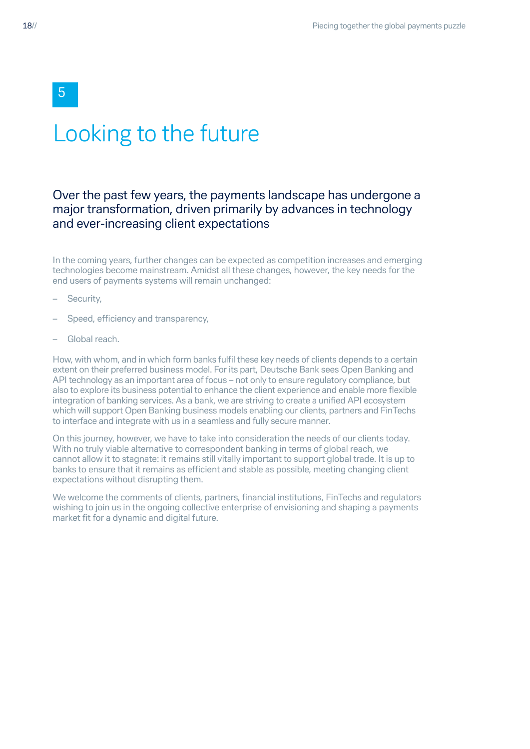5

# Looking to the future

## Over the past few years, the payments landscape has undergone a major transformation, driven primarily by advances in technology and ever-increasing client expectations

In the coming years, further changes can be expected as competition increases and emerging technologies become mainstream. Amidst all these changes, however, the key needs for the end users of payments systems will remain unchanged:

- Security,
- Speed, efficiency and transparency,
- Global reach.

How, with whom, and in which form banks fulfil these key needs of clients depends to a certain extent on their preferred business model. For its part, Deutsche Bank sees Open Banking and API technology as an important area of focus – not only to ensure regulatory compliance, but also to explore its business potential to enhance the client experience and enable more flexible integration of banking services. As a bank, we are striving to create a unified API ecosystem which will support Open Banking business models enabling our clients, partners and FinTechs to interface and integrate with us in a seamless and fully secure manner.

On this journey, however, we have to take into consideration the needs of our clients today. With no truly viable alternative to correspondent banking in terms of global reach, we cannot allow it to stagnate: it remains still vitally important to support global trade. It is up to banks to ensure that it remains as efficient and stable as possible, meeting changing client expectations without disrupting them.

We welcome the comments of clients, partners, financial institutions, FinTechs and regulators wishing to join us in the ongoing collective enterprise of envisioning and shaping a payments market fit for a dynamic and digital future.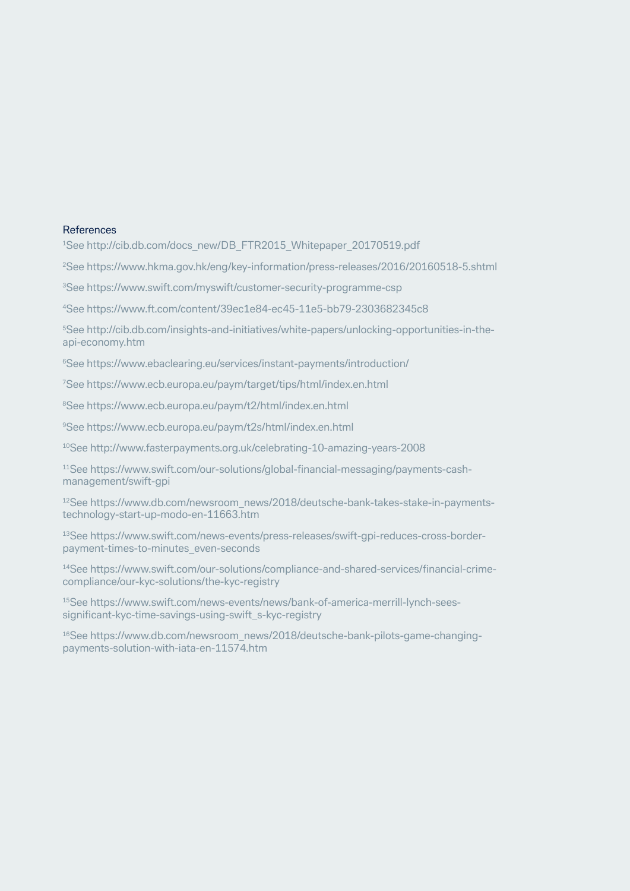## References

[1]See http://cib.db.com/docs_new/DB_FTR2015_Whitepaper_20170519.pdf

[2]See https://www.hkma.gov.hk/eng/key-information/press-releases/2016/20160518-5.shtml

[3]See https://www.swift.com/myswift/customer-security-programme-csp

[4]See https://www.ft.com/content/39ec1e84-ec45-11e5-bb79-2303682345c8

[5]See http://cib.db.com/insights-and-initiatives/white-papers/unlocking-opportunities-in-the-api-economy.htm

[6]See https://www.ebaclearing.eu/services/instant-payments/introduction/

[7]See https://www.ecb.europa.eu/paym/target/tips/html/index.en.html

[8]See https://www.ecb.europa.eu/paym/t2/html/index.en.html

[9]See https://www.ecb.europa.eu/paym/t2s/html/index.en.html

[10]See http://www.fasterpayments.org.uk/celebrating-10-amazing-years-2008

[11]See https://www.swift.com/our-solutions/global-financial-messaging/payments-cash-management/swift-gpi

[12]See https://www.db.com/newsroom_news/2018/deutsche-bank-takes-stake-in-payments-technology-start-up-modo-en-11663.htm

[13]See https://www.swift.com/news-events/press-releases/swift-gpi-reduces-cross-border-payment-times-to-minutes_even-seconds

[14]See https://www.swift.com/our-solutions/compliance-and-shared-services/financial-crime-compliance/our-kyc-solutions/the-kyc-registry

[15]See https://www.swift.com/news-events/news/bank-of-america-merrill-lynch-sees-significant-kyc-time-savings-using-swift_s-kyc-registry

[16]See https://www.db.com/newsroom_news/2018/deutsche-bank-pilots-game-changing-payments-solution-with-iata-en-11574.htm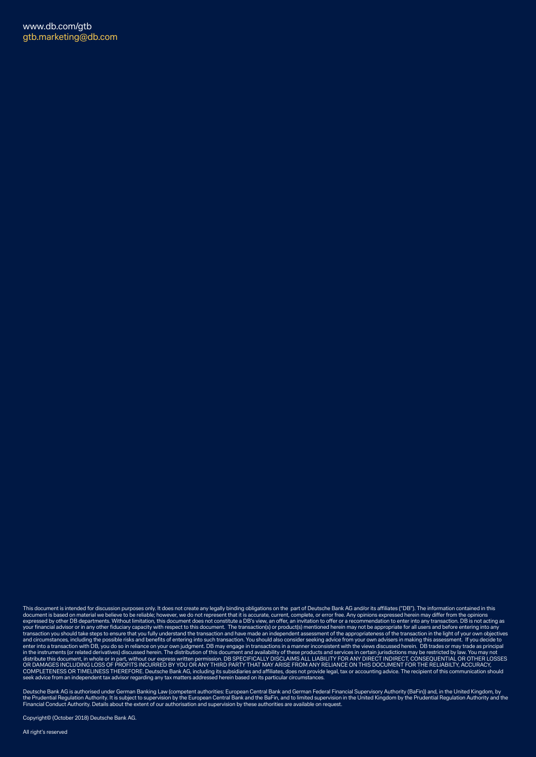www.db.com/gtb
gtb.marketing@db.com

This document is intended for discussion purposes only. It does not create any legally binding obligations on the part of Deutsche Bank AG and/or its affiliates ("DB"). The information contained in this document is based on material we believe to be reliable; however, we do not represent that it is accurate, current, complete, or error free. Any opinions expressed herein may differ from the opinions expressed by other DB departments. Without limitation, this document does not constitute a DB's view, an offer, an invitation to offer or a recommendation to enter into any transaction. DB is not acting as your financial advisor or in any other fiduciary capacity with respect to this document. The transaction(s) or product(s) mentioned herein may not be appropriate for all users and before entering into any transaction you should take steps to ensure that you fully understand the transaction and have made an independent assessment of the appropriateness of the transaction in the light of your own objectives and circumstances, including the possible risks and benefits of entering into such transaction. You should also consider seeking advice from your own advisers in making this assessment. If you decide to enter into a transaction with DB, you do so in reliance on your own judgment. DB may engage in transactions in a manner inconsistent with the views discussed herein. DB trades or may trade as principal in the instruments (or related derivatives) discussed herein. The distribution of this document and availability of these products and services in certain jurisdictions may be restricted by law. You may not distribute this document, in whole or in part, without our express written permission. DB SPECIFICALLY DISCLAIMS ALL LIABILITY FOR ANY DIRECT INDIRECT, CONSEQUENTIAL OR OTHER LOSSES OR DAMAGES INCLUDING LOSS OF PROFITS INCURRED BY YOU OR ANY THIRD PARTY THAT MAY ARISE FROM ANY RELIANCE ON THIS DOCUMENT FOR THE RELIABILTY, ACCURACY, COMPLETENESS OR TIMELINESS THEREFORE. Deutsche Bank AG, including its subsidiaries and affiliates, does not provide legal, tax or accounting advice. The recipient of this communication should seek advice from an independent tax advisor regarding any tax matters addressed herein based on its particular circumstances.

Deutsche Bank AG is authorised under German Banking Law (competent authorities: European Central Bank and German Federal Financial Supervisory Authority (BaFin)) and, in the United Kingdom, by the Prudential Regulation Authority. It is subject to supervision by the European Central Bank and the BaFin, and to limited supervision in the United Kingdom by the Prudential Regulation Authority and the Financial Conduct Authority. Details about the extent of our authorisation and supervision by these authorities are available on request.

Copyright© (October 2018) Deutsche Bank AG.

All right's reserved